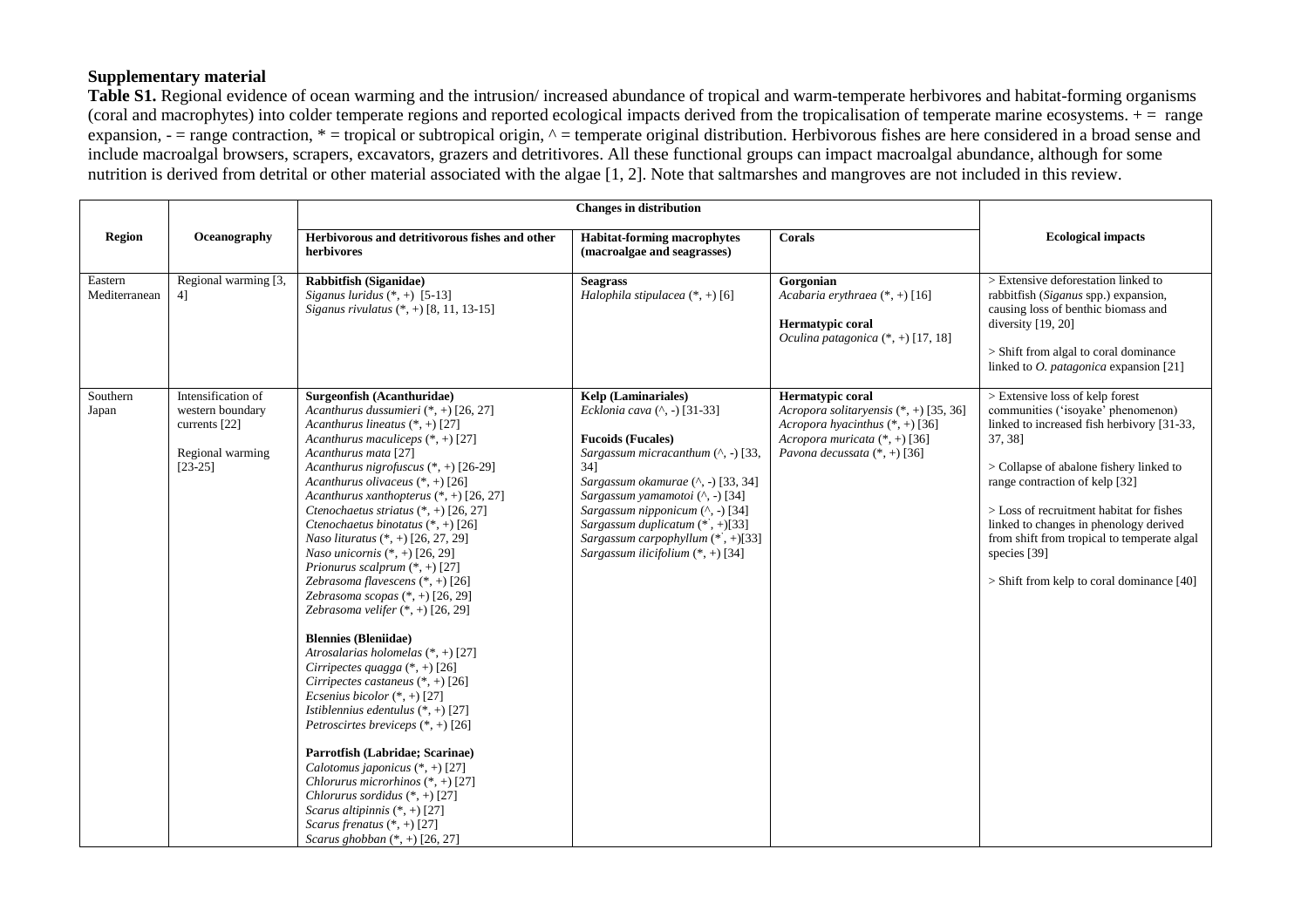## Supplementary material

**Table S1.** Regional evidence of ocean warming and the intrusion/ increased abundance of tropical and warm-temperate herbivores and habitat-forming organisms (coral and macrophytes) into colder temperate regions and reported ecological impacts derived from the tropicalisation of temperate marine ecosystems. + = range expansion, - = range contraction, * = tropical or subtropical origin, ^ = temperate original distribution. Herbivorous fishes are here considered in a broad sense and include macroalgal browsers, scrapers, excavators, grazers and detritivores. All these functional groups can impact macroalgal abundance, although for some nutrition is derived from detrital or other material associated with the algae [1, 2]. Note that saltmarshes and mangroves are not included in this review.

| Region | Oceanography | Changes in distribution | | | Ecological impacts |
|---|---|---|---|---|---|
| | | **Herbivorous and detritivorous fishes and other herbivores** | **Habitat-forming macrophytes (macroalgae and seagrasses)** | **Corals** | |
| Eastern Mediterranean | Regional warming [3, 4] | **Rabbitfish (Siganidae)**<br>*Siganus luridus* (*, +) [5-13]<br>*Siganus rivulatus* (*, +) [8, 11, 13-15] | **Seagrass**<br>*Halophila stipulacea* (*, +) [6] | **Gorgonian**<br>*Acabaria erythraea* (*, +) [16]<br><br>**Hermatypic coral**<br>*Oculina patagonica* (*, +) [17, 18] | > Extensive deforestation linked to rabbitfish (*Siganus* spp.) expansion, causing loss of benthic biomass and diversity [19, 20]<br><br>> Shift from algal to coral dominance linked to *O. patagonica* expansion [21] |
| Southern Japan | Intensification of western boundary currents [22]<br><br>Regional warming [23-25] | **Surgeonfish (Acanthuridae)**<br>*Acanthurus dussumieri* (*, +) [26, 27]<br>*Acanthurus lineatus* (*, +) [27]<br>*Acanthurus maculiceps* (*, +) [27]<br>*Acanthurus mata* [27]<br>*Acanthurus nigrofuscus* (*, +) [26-29]<br>*Acanthurus olivaceus* (*, +) [26]<br>*Acanthurus xanthopterus* (*, +) [26, 27]<br>*Ctenochaetus striatus* (*, +) [26, 27]<br>*Ctenochaetus binotatus* (*, +) [26]<br>*Naso lituratus* (*, +) [26, 27, 29]<br>*Naso unicornis* (*, +) [26, 29]<br>*Prionurus scalprum* (*, +) [27]<br>*Zebrasoma flavescens* (*, +) [26]<br>*Zebrasoma scopas* (*, +) [26, 29]<br>*Zebrasoma velifer* (*, +) [26, 29]<br><br>**Blennies (Bleniidae)**<br>*Atrosalarias holomelas* (*, +) [27]<br>*Cirripectes quagga* (*, +) [26]<br>*Cirripectes castaneus* (*, +) [26]<br>*Ecsenius bicolor* (*, +) [27]<br>*Istiblennius edentulus* (*, +) [27]<br>*Petroscirtes breviceps* (*, +) [26]<br><br>**Parrotfish (Labridae; Scarinae)**<br>*Calotomus japonicus* (*, +) [27]<br>*Chlorurus microrhinos* (*, +) [27]<br>*Chlorurus sordidus* (*, +) [27]<br>*Scarus altipinnis* (*, +) [27]<br>*Scarus frenatus* (*, +) [27]<br>*Scarus ghobban* (*, +) [26, 27] | **Kelp (Laminariales)**<br>*Ecklonia cava* (^, -) [31-33]<br><br>**Fucoids (Fucales)**<br>*Sargassum micracanthum* (^, -) [33, 34]<br>*Sargassum okamurae* (^, -) [33, 34]<br>*Sargassum yamamotoi* (^, -) [34]<br>*Sargassum nipponicum* (^, -) [34]<br>*Sargassum duplicatum* (*, +)[33]<br>*Sargassum carpophyllum* (*, +)[33]<br>*Sargassum ilicifolium* (*, +) [34] | **Hermatypic coral**<br>*Acropora solitaryensis* (*, +) [35, 36]<br>*Acropora hyacinthus* (*, +) [36]<br>*Acropora muricata* (*, +) [36]<br>*Pavona decussata* (*, +) [36] | > Extensive loss of kelp forest communities ('isoyake' phenomenon) linked to increased fish herbivory [31-33, 37, 38]<br><br>> Collapse of abalone fishery linked to range contraction of kelp [32]<br><br>> Loss of recruitment habitat for fishes linked to changes in phenology derived from shift from tropical to temperate algal species [39]<br><br>> Shift from kelp to coral dominance [40] |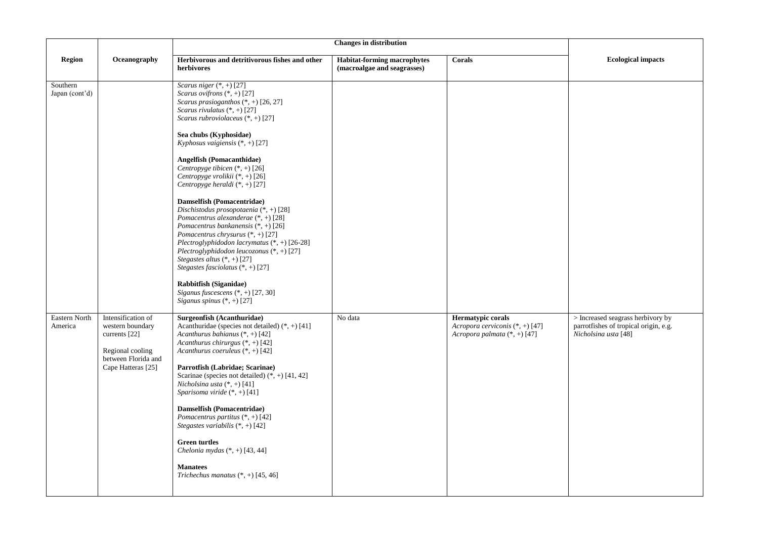| Region | Oceanography | Changes in distribution | | | Ecological impacts |
|---|---|---|---|---|---|
| | | Herbivorous and detritivorous fishes and other herbivores | Habitat-forming macrophytes (macroalgae and seagrasses) | Corals | |
| Southern Japan (cont'd) | | *Scarus niger* (*, +) [27]<br>*Scarus ovifrons* (*, +) [27]<br>*Scarus prasiognathos* (*, +) [26, 27]<br>*Scarus rivulatus* (*, +) [27]<br>*Scarus rubroviolaceus* (*, +) [27]<br><br>**Sea chubs (Kyphosidae)**<br>*Kyphosus vaigiensis* (*, +) [27]<br><br>**Angelfish (Pomacanthidae)**<br>*Centropyge tibicen* (*, +) [26]<br>*Centropyge vrolikii* (*, +) [26]<br>*Centropyge heraldi* (*, +) [27]<br><br>**Damselfish (Pomacentridae)**<br>*Dischistodus prosopotaenia* (*, +) [28]<br>*Pomacentrus alexanderae* (*, +) [28]<br>*Pomacentrus bankanensis* (*, +) [26]<br>*Pomacentrus chrysurus* (*, +) [27]<br>*Plectroglyphidodon lacrymatus* (*, +) [26-28]<br>*Plectroglyphidodon leucozonus* (*, +) [27]<br>*Stegastes altus* (*, +) [27]<br>*Stegastes fasciolatus* (*, +) [27]<br><br>**Rabbitfish (Siganidae)**<br>*Siganus fuscescens* (*, +) [27, 30]<br>*Siganus spinus* (*, +) [27] | | | |
| Eastern North America | Intensification of western boundary currents [22]<br><br>Regional cooling between Florida and Cape Hatteras [25] | **Surgeonfish (Acanthuridae)**<br>Acanthuridae (species not detailed) (*, +) [41]<br>*Acanthurus bahianus* (*, +) [42]<br>*Acanthurus chirurgus* (*, +) [42]<br>*Acanthurus coeruleus* (*, +) [42]<br><br>**Parrotfish (Labridae; Scarinae)**<br>Scarinae (species not detailed) (*, +) [41, 42]<br>*Nicholsina usta* (*, +) [41]<br>*Sparisoma viride* (*, +) [41]<br><br>**Damselfish (Pomacentridae)**<br>*Pomacentrus partitus* (*, +) [42]<br>*Stegastes variabilis* (*, +) [42]<br><br>**Green turtles**<br>*Chelonia mydas* (*, +) [43, 44]<br><br>**Manatees**<br>*Trichechus manatus* (*, +) [45, 46] | No data | **Hermatypic corals**<br>*Acropora cerviconis* (*, +) [47]<br>*Acropora palmata* (*, +) [47] | > Increased seagrass herbivory by parrotfishes of tropical origin, e.g. *Nicholsina usta* [48] |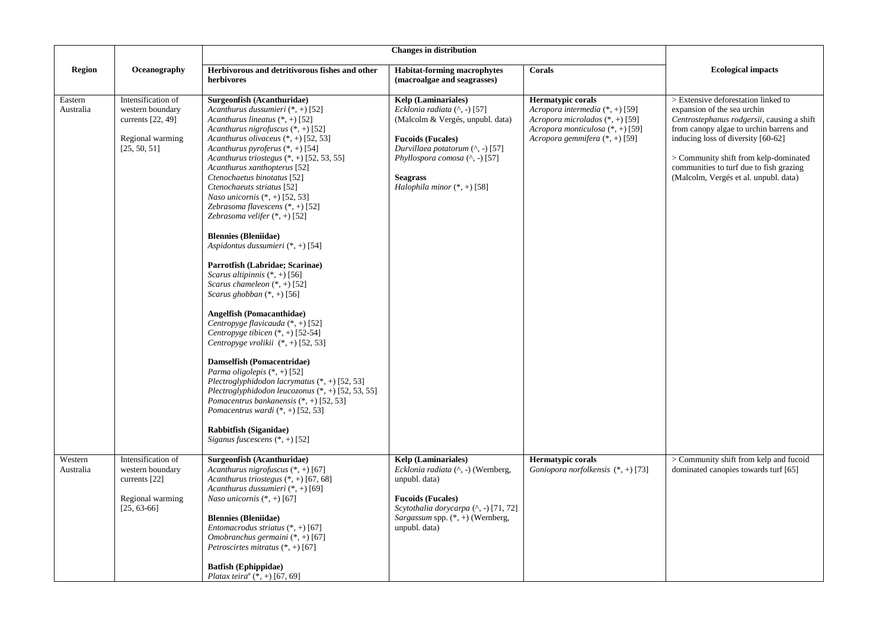| Region | Oceanography | Changes in distribution | | | Ecological impacts |
|---|---|---|---|---|---|
| | | Herbivorous and detritivorous fishes and other herbivores | Habitat-forming macrophytes (macroalgae and seagrasses) | Corals | |
| Eastern Australia | Intensification of western boundary currents [22, 49]<br><br>Regional warming [25, 50, 51] | **Surgeonfish (Acanthuridae)**<br>*Acanthurus dussumieri* (*, +) [52]<br>*Acanthurus lineatus* (*, +) [52]<br>*Acanthurus nigrofuscus* (*, +) [52]<br>*Acanthurus olivaceus* (*, +) [52, 53]<br>*Acanthurus pyroferus* (*, +) [54]<br>*Acanthurus triostegus* (*, +) [52, 53, 55]<br>*Acanthurus xanthopterus* [52]<br>*Ctenochaetus binotatus* [52]<br>*Ctenochaeuts striatus* [52]<br>*Naso unicornis* (*, +) [52, 53]<br>*Zebrasoma flavescens* (*, +) [52]<br>*Zebrasoma velifer* (*, +) [52]<br><br>**Blennies (Bleniidae)**<br>*Aspidontus dussumieri* (*, +) [54]<br><br>**Parrotfish (Labridae; Scarinae)**<br>*Scarus altipinnis* (*, +) [56]<br>*Scarus chameleon* (*, +) [52]<br>*Scarus ghobban* (*, +) [56]<br><br>**Angelfish (Pomacanthidae)**<br>*Centropyge flavicauda* (*, +) [52]<br>*Centropyge tibicen* (*, +) [52-54]<br>*Centropyge vrolikii* (*, +) [52, 53]<br><br>**Damselfish (Pomacentridae)**<br>*Parma oligolepis* (*, +) [52]<br>*Plectroglyphidodon lacrymatus* (*, +) [52, 53]<br>*Plectroglyphidodon leucozonus* (*, +) [52, 53, 55]<br>*Pomacentrus bankanensis* (*, +) [52, 53]<br>*Pomacentrus wardi* (*, +) [52, 53]<br><br>**Rabbitfish (Siganidae)**<br>*Siganus fuscescens* (*, +) [52] | **Kelp (Laminariales)**<br>*Ecklonia radiata* (^, -) [57]<br>(Malcolm & Vergés, unpubl. data)<br><br>**Fucoids (Fucales)**<br>*Durvillaea potatorum* (^, -) [57]<br>*Phyllospora comosa* (^, -) [57]<br><br>**Seagrass**<br>*Halophila minor* (*, +) [58] | **Hermatypic corals**<br>*Acropora intermedia* (*, +) [59]<br>*Acropora microlados* (*, +) [59]<br>*Acropora monticulosa* (*, +) [59]<br>*Acropora gemmifera* (*, +) [59] | > Extensive deforestation linked to expansion of the sea urchin *Centrostephanus rodgersii*, causing a shift from canopy algae to urchin barrens and inducing loss of diversity [60-62]<br><br>> Community shift from kelp-dominated communities to turf due to fish grazing (Malcolm, Vergés et al. unpubl. data) |
| Western Australia | Intensification of western boundary currents [22]<br><br>Regional warming [25, 63-66] | **Surgeonfish (Acanthuridae)**<br>*Acanthurus nigrofuscus* (*, +) [67]<br>*Acanthurus triostegus* (*, +) [67, 68]<br>*Acanthurus dussumieri* (*, +) [69]<br>*Naso unicornis* (*, +) [67]<br><br>**Blennies (Bleniidae)**<br>*Entomacrodus striatus* (*, +) [67]<br>*Omobranchus germaini* (*, +) [67]<br>*Petroscirtes mitratus* (*, +) [67]<br><br>**Batfish (Ephippidae)**<br>*Platax teira*[a] (*, +) [67, 69] | **Kelp (Laminariales)**<br>*Ecklonia radiata* (^, -) (Wernberg, unpubl. data)<br><br>**Fucoids (Fucales)**<br>*Scytothalia dorycarpa* (^, -) [71, 72]<br>*Sargassum* spp. (*, +) (Wernberg, unpubl. data) | **Hermatypic corals**<br>*Goniopora norfolkensis* (*, +) [73] | > Community shift from kelp and fucoid dominated canopies towards turf [65] |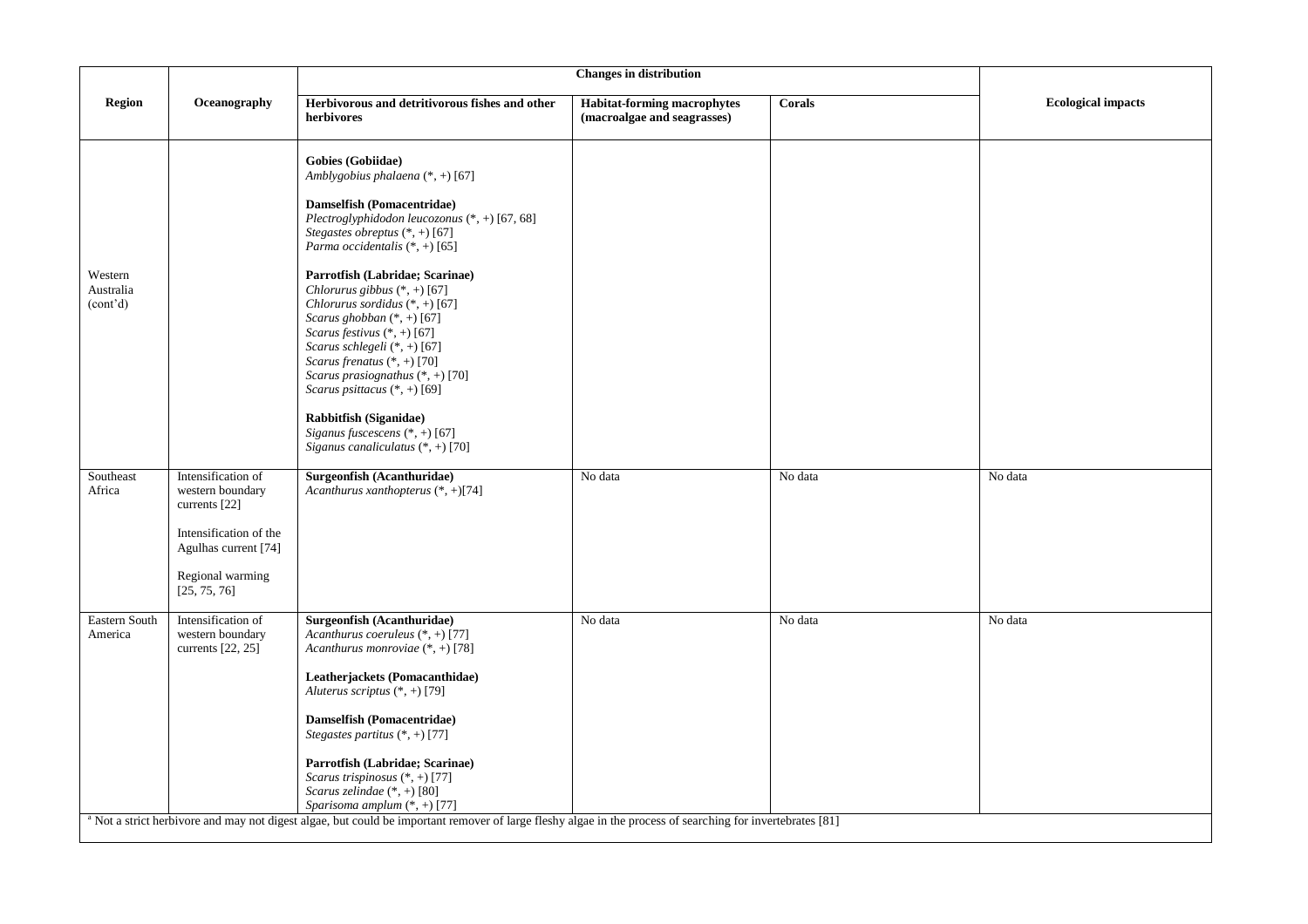| Region | Oceanography | Changes in distribution | | | Ecological impacts |
|---|---|---|---|---|---|
| | | **Herbivorous and detritivorous fishes and other herbivores** | **Habitat-forming macrophytes (macroalgae and seagrasses)** | **Corals** | |
| Western Australia (cont'd) | | **Gobies (Gobiidae)**<br>*Amblygobius phalaena* (*, +) [67]<br><br>**Damselfish (Pomacentridae)**<br>*Plectroglyphidodon leucozonus* (*, +) [67, 68]<br>*Stegastes obreptus* (*, +) [67]<br>*Parma occidentalis* (*, +) [65]<br><br>**Parrotfish (Labridae; Scarinae)**<br>*Chlorurus gibbus* (*, +) [67]<br>*Chlorurus sordidus* (*, +) [67]<br>*Scarus ghobban* (*, +) [67]<br>*Scarus festivus* (*, +) [67]<br>*Scarus schlegeli* (*, +) [67]<br>*Scarus frenatus* (*, +) [70]<br>*Scarus prasiognathus* (*, +) [70]<br>*Scarus psittacus* (*, +) [69]<br><br>**Rabbitfish (Siganidae)**<br>*Siganus fuscescens* (*, +) [67]<br>*Siganus canaliculatus* (*, +) [70] | | | |
| Southeast Africa | Intensification of western boundary currents [22]<br><br>Intensification of the Agulhas current [74]<br><br>Regional warming [25, 75, 76] | **Surgeonfish (Acanthuridae)**<br>*Acanthurus xanthopterus* (*, +)[74] | No data | No data | No data |
| Eastern South America | Intensification of western boundary currents [22, 25] | **Surgeonfish (Acanthuridae)**<br>*Acanthurus coeruleus* (*, +) [77]<br>*Acanthurus monroviae* (*, +) [78]<br><br>**Leatherjackets (Pomacanthidae)**<br>*Aluterus scriptus* (*, +) [79]<br><br>**Damselfish (Pomacentridae)**<br>*Stegastes partitus* (*, +) [77]<br><br>**Parrotfish (Labridae; Scarinae)**<br>*Scarus trispinosus* (*, +) [77]<br>*Scarus zelindae* (*, +) [80]<br>*Sparisoma amplum* (*, +) [77] | No data | No data | No data |

[a] Not a strict herbivore and may not digest algae, but could be important remover of large fleshy algae in the process of searching for invertebrates [81]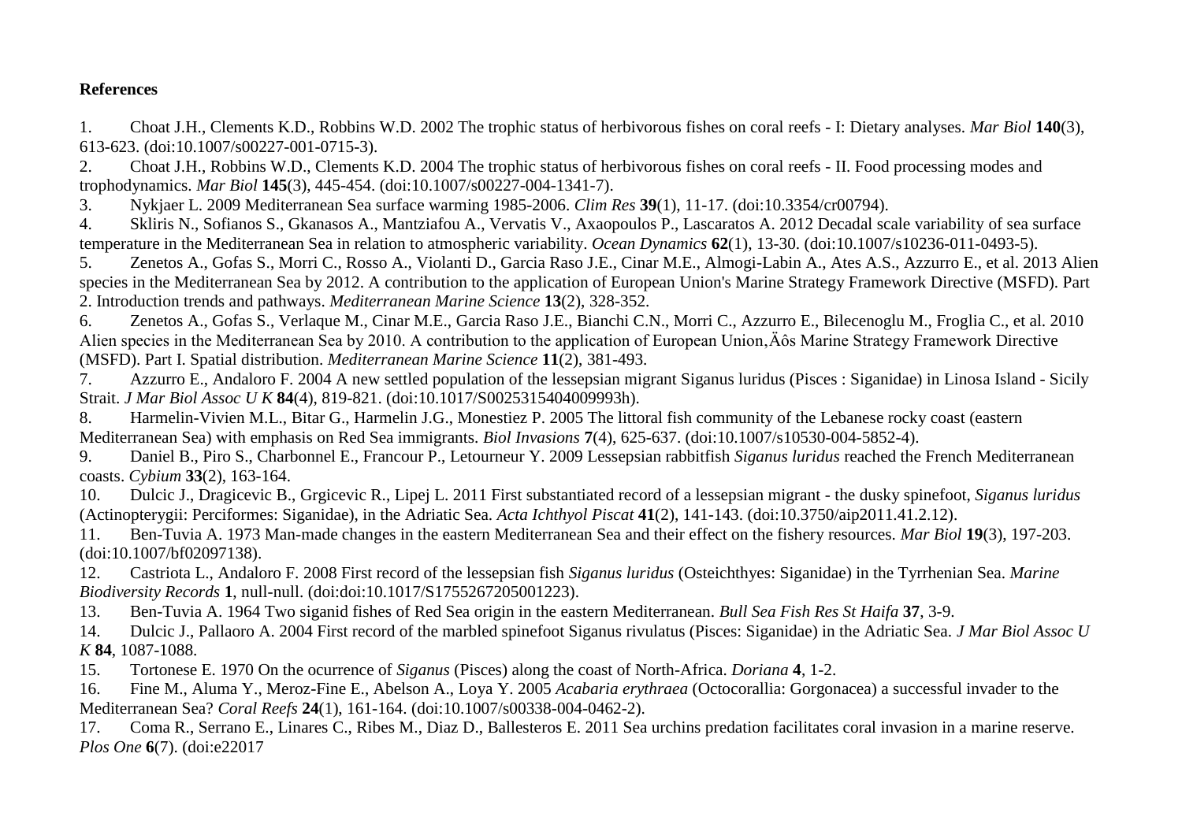**References**

1. Choat J.H., Clements K.D., Robbins W.D. 2002 The trophic status of herbivorous fishes on coral reefs - I: Dietary analyses. *Mar Biol* **140**(3), 613-623. (doi:10.1007/s00227-001-0715-3).
2. Choat J.H., Robbins W.D., Clements K.D. 2004 The trophic status of herbivorous fishes on coral reefs - II. Food processing modes and trophodynamics. *Mar Biol* **145**(3), 445-454. (doi:10.1007/s00227-004-1341-7).
3. Nykjaer L. 2009 Mediterranean Sea surface warming 1985-2006. *Clim Res* **39**(1), 11-17. (doi:10.3354/cr00794).
4. Skliris N., Sofianos S., Gkanasos A., Mantziafou A., Vervatis V., Axaopoulos P., Lascaratos A. 2012 Decadal scale variability of sea surface temperature in the Mediterranean Sea in relation to atmospheric variability. *Ocean Dynamics* **62**(1), 13-30. (doi:10.1007/s10236-011-0493-5).
5. Zenetos A., Gofas S., Morri C., Rosso A., Violanti D., Garcia Raso J.E., Cinar M.E., Almogi-Labin A., Ates A.S., Azzurro E., et al. 2013 Alien species in the Mediterranean Sea by 2012. A contribution to the application of European Union's Marine Strategy Framework Directive (MSFD). Part 2. Introduction trends and pathways. *Mediterranean Marine Science* **13**(2), 328-352.
6. Zenetos A., Gofas S., Verlaque M., Cinar M.E., Garcia Raso J.E., Bianchi C.N., Morri C., Azzurro E., Bilecenoglu M., Froglia C., et al. 2010 Alien species in the Mediterranean Sea by 2010. A contribution to the application of European Union‚Äôs Marine Strategy Framework Directive (MSFD). Part I. Spatial distribution. *Mediterranean Marine Science* **11**(2), 381-493.
7. Azzurro E., Andaloro F. 2004 A new settled population of the lessepsian migrant Siganus luridus (Pisces : Siganidae) in Linosa Island - Sicily Strait. *J Mar Biol Assoc U K* **84**(4), 819-821. (doi:10.1017/S0025315404009993h).
8. Harmelin-Vivien M.L., Bitar G., Harmelin J.G., Monestiez P. 2005 The littoral fish community of the Lebanese rocky coast (eastern Mediterranean Sea) with emphasis on Red Sea immigrants. *Biol Invasions* **7**(4), 625-637. (doi:10.1007/s10530-004-5852-4).
9. Daniel B., Piro S., Charbonnel E., Francour P., Letourneur Y. 2009 Lessepsian rabbitfish *Siganus luridus* reached the French Mediterranean coasts. *Cybium* **33**(2), 163-164.
10. Dulcic J., Dragicevic B., Grgicevic R., Lipej L. 2011 First substantiated record of a lessepsian migrant - the dusky spinefoot, *Siganus luridus* (Actinopterygii: Perciformes: Siganidae), in the Adriatic Sea. *Acta Ichthyol Piscat* **41**(2), 141-143. (doi:10.3750/aip2011.41.2.12).
11. Ben-Tuvia A. 1973 Man-made changes in the eastern Mediterranean Sea and their effect on the fishery resources. *Mar Biol* **19**(3), 197-203. (doi:10.1007/bf02097138).
12. Castriota L., Andaloro F. 2008 First record of the lessepsian fish *Siganus luridus* (Osteichthyes: Siganidae) in the Tyrrhenian Sea. *Marine Biodiversity Records* **1**, null-null. (doi:doi:10.1017/S1755267205001223).
13. Ben-Tuvia A. 1964 Two siganid fishes of Red Sea origin in the eastern Mediterranean. *Bull Sea Fish Res St Haifa* **37**, 3-9.
14. Dulcic J., Pallaoro A. 2004 First record of the marbled spinefoot Siganus rivulatus (Pisces: Siganidae) in the Adriatic Sea. *J Mar Biol Assoc U K* **84**, 1087-1088.
15. Tortonese E. 1970 On the ocurrence of *Siganus* (Pisces) along the coast of North-Africa. *Doriana* **4**, 1-2.
16. Fine M., Aluma Y., Meroz-Fine E., Abelson A., Loya Y. 2005 *Acabaria erythraea* (Octocorallia: Gorgonacea) a successful invader to the Mediterranean Sea? *Coral Reefs* **24**(1), 161-164. (doi:10.1007/s00338-004-0462-2).
17. Coma R., Serrano E., Linares C., Ribes M., Diaz D., Ballesteros E. 2011 Sea urchins predation facilitates coral invasion in a marine reserve. *Plos One* **6**(7). (doi:e22017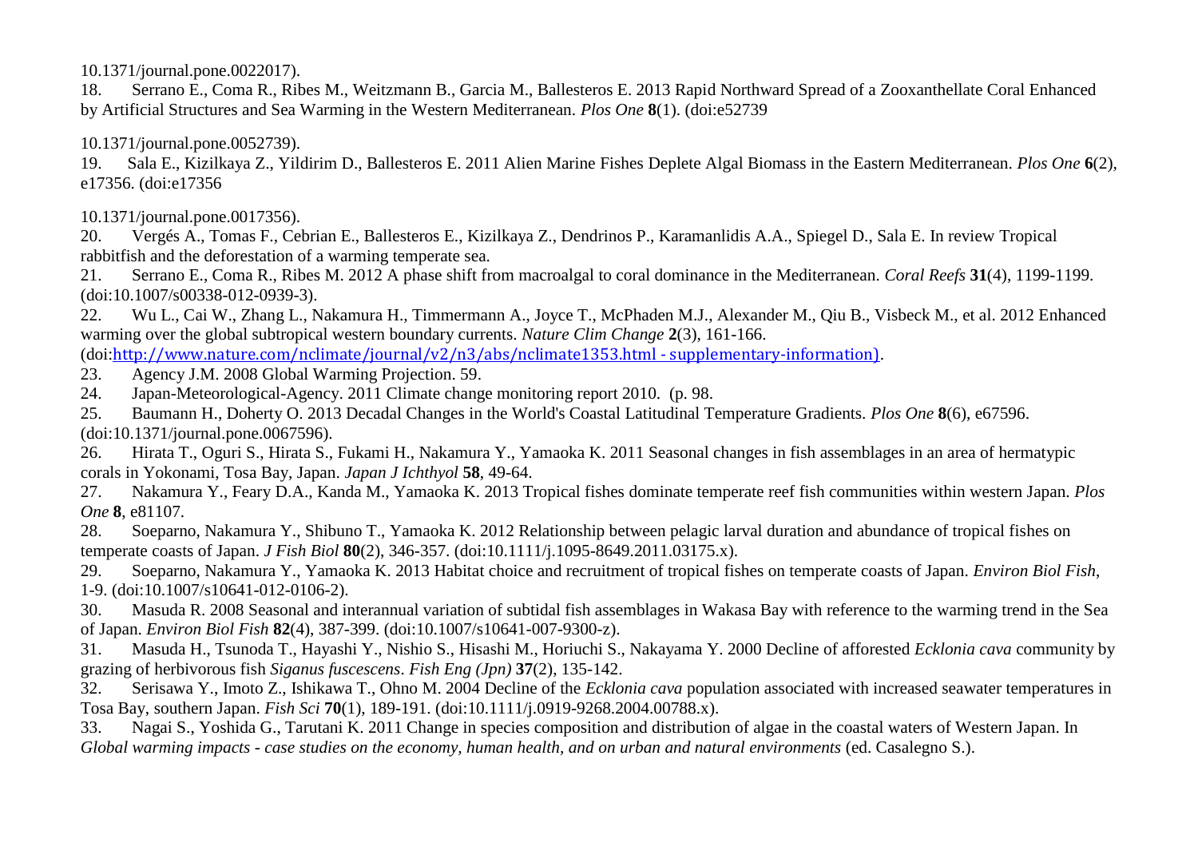10.1371/journal.pone.0022017).

18. Serrano E., Coma R., Ribes M., Weitzmann B., Garcia M., Ballesteros E. 2013 Rapid Northward Spread of a Zooxanthellate Coral Enhanced by Artificial Structures and Sea Warming in the Western Mediterranean. *Plos One* **8**(1). (doi:e52739

10.1371/journal.pone.0052739).

19. Sala E., Kizilkaya Z., Yildirim D., Ballesteros E. 2011 Alien Marine Fishes Deplete Algal Biomass in the Eastern Mediterranean. *Plos One* **6**(2), e17356. (doi:e17356

10.1371/journal.pone.0017356).

20. Vergés A., Tomas F., Cebrian E., Ballesteros E., Kizilkaya Z., Dendrinos P., Karamanlidis A.A., Spiegel D., Sala E. In review Tropical rabbitfish and the deforestation of a warming temperate sea.

21. Serrano E., Coma R., Ribes M. 2012 A phase shift from macroalgal to coral dominance in the Mediterranean. *Coral Reefs* **31**(4), 1199-1199. (doi:10.1007/s00338-012-0939-3).

22. Wu L., Cai W., Zhang L., Nakamura H., Timmermann A., Joyce T., McPhaden M.J., Alexander M., Qiu B., Visbeck M., et al. 2012 Enhanced warming over the global subtropical western boundary currents. *Nature Clim Change* **2**(3), 161-166. (doi:http://www.nature.com/nclimate/journal/v2/n3/abs/nclimate1353.html - supplementary-information).

23. Agency J.M. 2008 Global Warming Projection. 59.

24. Japan-Meteorological-Agency. 2011 Climate change monitoring report 2010. (p. 98.

25. Baumann H., Doherty O. 2013 Decadal Changes in the World's Coastal Latitudinal Temperature Gradients. *Plos One* **8**(6), e67596. (doi:10.1371/journal.pone.0067596).

26. Hirata T., Oguri S., Hirata S., Fukami H., Nakamura Y., Yamaoka K. 2011 Seasonal changes in fish assemblages in an area of hermatypic corals in Yokonami, Tosa Bay, Japan. *Japan J Ichthyol* **58**, 49-64.

27. Nakamura Y., Feary D.A., Kanda M., Yamaoka K. 2013 Tropical fishes dominate temperate reef fish communities within western Japan. *Plos One* **8**, e81107.

28. Soeparno, Nakamura Y., Shibuno T., Yamaoka K. 2012 Relationship between pelagic larval duration and abundance of tropical fishes on temperate coasts of Japan. *J Fish Biol* **80**(2), 346-357. (doi:10.1111/j.1095-8649.2011.03175.x).

29. Soeparno, Nakamura Y., Yamaoka K. 2013 Habitat choice and recruitment of tropical fishes on temperate coasts of Japan. *Environ Biol Fish*, 1-9. (doi:10.1007/s10641-012-0106-2).

30. Masuda R. 2008 Seasonal and interannual variation of subtidal fish assemblages in Wakasa Bay with reference to the warming trend in the Sea of Japan. *Environ Biol Fish* **82**(4), 387-399. (doi:10.1007/s10641-007-9300-z).

31. Masuda H., Tsunoda T., Hayashi Y., Nishio S., Hisashi M., Horiuchi S., Nakayama Y. 2000 Decline of afforested *Ecklonia cava* community by grazing of herbivorous fish *Siganus fuscescens*. *Fish Eng (Jpn)* **37**(2), 135-142.

32. Serisawa Y., Imoto Z., Ishikawa T., Ohno M. 2004 Decline of the *Ecklonia cava* population associated with increased seawater temperatures in Tosa Bay, southern Japan. *Fish Sci* **70**(1), 189-191. (doi:10.1111/j.0919-9268.2004.00788.x).

33. Nagai S., Yoshida G., Tarutani K. 2011 Change in species composition and distribution of algae in the coastal waters of Western Japan. In *Global warming impacts - case studies on the economy, human health, and on urban and natural environments* (ed. Casalegno S.).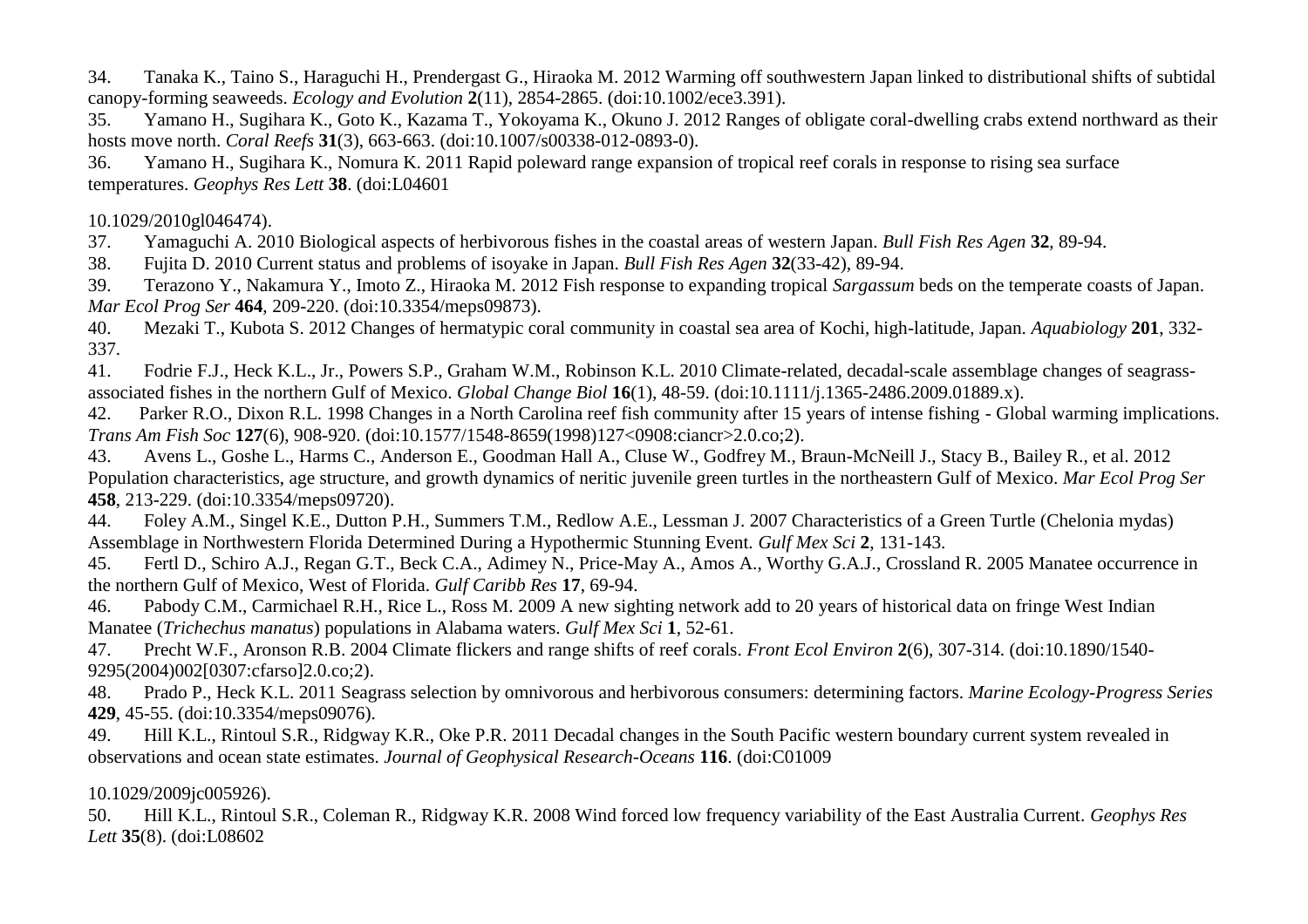34. Tanaka K., Taino S., Haraguchi H., Prendergast G., Hiraoka M. 2012 Warming off southwestern Japan linked to distributional shifts of subtidal canopy-forming seaweeds. *Ecology and Evolution* **2**(11), 2854-2865. (doi:10.1002/ece3.391).

35. Yamano H., Sugihara K., Goto K., Kazama T., Yokoyama K., Okuno J. 2012 Ranges of obligate coral-dwelling crabs extend northward as their hosts move north. *Coral Reefs* **31**(3), 663-663. (doi:10.1007/s00338-012-0893-0).

36. Yamano H., Sugihara K., Nomura K. 2011 Rapid poleward range expansion of tropical reef corals in response to rising sea surface temperatures. *Geophys Res Lett* **38**. (doi:L04601

10.1029/2010gl046474).

37. Yamaguchi A. 2010 Biological aspects of herbivorous fishes in the coastal areas of western Japan. *Bull Fish Res Agen* **32**, 89-94.

38. Fujita D. 2010 Current status and problems of isoyake in Japan. *Bull Fish Res Agen* **32**(33-42), 89-94.

39. Terazono Y., Nakamura Y., Imoto Z., Hiraoka M. 2012 Fish response to expanding tropical *Sargassum* beds on the temperate coasts of Japan. *Mar Ecol Prog Ser* **464**, 209-220. (doi:10.3354/meps09873).

40. Mezaki T., Kubota S. 2012 Changes of hermatypic coral community in coastal sea area of Kochi, high-latitude, Japan. *Aquabiology* **201**, 332-337.

41. Fodrie F.J., Heck K.L., Jr., Powers S.P., Graham W.M., Robinson K.L. 2010 Climate-related, decadal-scale assemblage changes of seagrass-associated fishes in the northern Gulf of Mexico. *Global Change Biol* **16**(1), 48-59. (doi:10.1111/j.1365-2486.2009.01889.x).

42. Parker R.O., Dixon R.L. 1998 Changes in a North Carolina reef fish community after 15 years of intense fishing - Global warming implications. *Trans Am Fish Soc* **127**(6), 908-920. (doi:10.1577/1548-8659(1998)127<0908:ciancr>2.0.co;2).

43. Avens L., Goshe L., Harms C., Anderson E., Goodman Hall A., Cluse W., Godfrey M., Braun-McNeill J., Stacy B., Bailey R., et al. 2012 Population characteristics, age structure, and growth dynamics of neritic juvenile green turtles in the northeastern Gulf of Mexico. *Mar Ecol Prog Ser* **458**, 213-229. (doi:10.3354/meps09720).

44. Foley A.M., Singel K.E., Dutton P.H., Summers T.M., Redlow A.E., Lessman J. 2007 Characteristics of a Green Turtle (Chelonia mydas) Assemblage in Northwestern Florida Determined During a Hypothermic Stunning Event. *Gulf Mex Sci* **2**, 131-143.

45. Fertl D., Schiro A.J., Regan G.T., Beck C.A., Adimey N., Price-May A., Amos A., Worthy G.A.J., Crossland R. 2005 Manatee occurrence in the northern Gulf of Mexico, West of Florida. *Gulf Caribb Res* **17**, 69-94.

46. Pabody C.M., Carmichael R.H., Rice L., Ross M. 2009 A new sighting network add to 20 years of historical data on fringe West Indian Manatee (*Trichechus manatus*) populations in Alabama waters. *Gulf Mex Sci* **1**, 52-61.

47. Precht W.F., Aronson R.B. 2004 Climate flickers and range shifts of reef corals. *Front Ecol Environ* **2**(6), 307-314. (doi:10.1890/1540-9295(2004)002[0307:cfarso]2.0.co;2).

48. Prado P., Heck K.L. 2011 Seagrass selection by omnivorous and herbivorous consumers: determining factors. *Marine Ecology-Progress Series* **429**, 45-55. (doi:10.3354/meps09076).

49. Hill K.L., Rintoul S.R., Ridgway K.R., Oke P.R. 2011 Decadal changes in the South Pacific western boundary current system revealed in observations and ocean state estimates. *Journal of Geophysical Research-Oceans* **116**. (doi:C01009

10.1029/2009jc005926).

50. Hill K.L., Rintoul S.R., Coleman R., Ridgway K.R. 2008 Wind forced low frequency variability of the East Australia Current. *Geophys Res Lett* **35**(8). (doi:L08602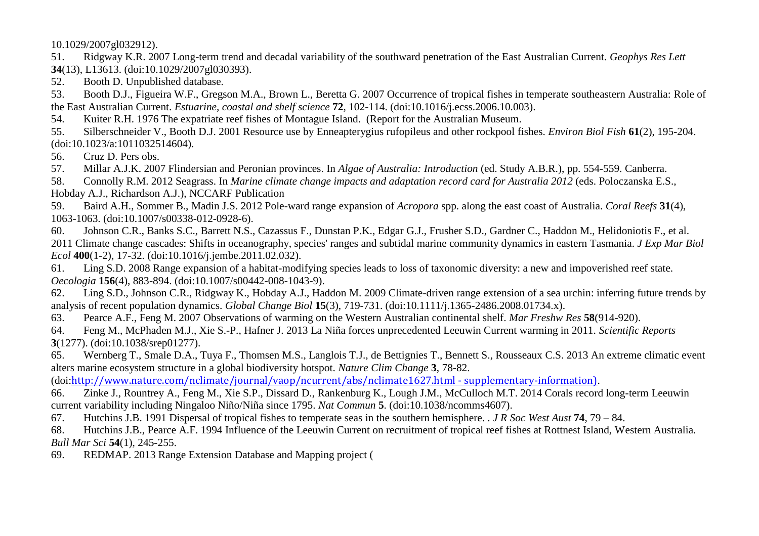10.1029/2007gl032912).

51. Ridgway K.R. 2007 Long-term trend and decadal variability of the southward penetration of the East Australian Current. *Geophys Res Lett* **34**(13), L13613. (doi:10.1029/2007gl030393).

52. Booth D. Unpublished database.

53. Booth D.J., Figueira W.F., Gregson M.A., Brown L., Beretta G. 2007 Occurrence of tropical fishes in temperate southeastern Australia: Role of the East Australian Current. *Estuarine, coastal and shelf science* **72**, 102-114. (doi:10.1016/j.ecss.2006.10.003).

54. Kuiter R.H. 1976 The expatriate reef fishes of Montague Island. (Report for the Australian Museum.

55. Silberschneider V., Booth D.J. 2001 Resource use by Enneapterygius rufopileus and other rockpool fishes. *Environ Biol Fish* **61**(2), 195-204. (doi:10.1023/a:1011032514604).

56. Cruz D. Pers obs.

57. Millar A.J.K. 2007 Flindersian and Peronian provinces. In *Algae of Australia: Introduction* (ed. Study A.B.R.), pp. 554-559. Canberra.

58. Connolly R.M. 2012 Seagrass. In *Marine climate change impacts and adaptation record card for Australia 2012* (eds. Poloczanska E.S., Hobday A.J., Richardson A.J.), NCCARF Publication

59. Baird A.H., Sommer B., Madin J.S. 2012 Pole-ward range expansion of *Acropora* spp. along the east coast of Australia. *Coral Reefs* **31**(4), 1063-1063. (doi:10.1007/s00338-012-0928-6).

60. Johnson C.R., Banks S.C., Barrett N.S., Cazassus F., Dunstan P.K., Edgar G.J., Frusher S.D., Gardner C., Haddon M., Helidoniotis F., et al. 2011 Climate change cascades: Shifts in oceanography, species' ranges and subtidal marine community dynamics in eastern Tasmania. *J Exp Mar Biol Ecol* **400**(1-2), 17-32. (doi:10.1016/j.jembe.2011.02.032).

61. Ling S.D. 2008 Range expansion of a habitat-modifying species leads to loss of taxonomic diversity: a new and impoverished reef state. *Oecologia* **156**(4), 883-894. (doi:10.1007/s00442-008-1043-9).

62. Ling S.D., Johnson C.R., Ridgway K., Hobday A.J., Haddon M. 2009 Climate-driven range extension of a sea urchin: inferring future trends by analysis of recent population dynamics. *Global Change Biol* **15**(3), 719-731. (doi:10.1111/j.1365-2486.2008.01734.x).

63. Pearce A.F., Feng M. 2007 Observations of warming on the Western Australian continental shelf. *Mar Freshw Res* **58**(914-920).

64. Feng M., McPhaden M.J., Xie S.-P., Hafner J. 2013 La Niña forces unprecedented Leeuwin Current warming in 2011. *Scientific Reports* **3**(1277). (doi:10.1038/srep01277).

65. Wernberg T., Smale D.A., Tuya F., Thomsen M.S., Langlois T.J., de Bettignies T., Bennett S., Rousseaux C.S. 2013 An extreme climatic event alters marine ecosystem structure in a global biodiversity hotspot. *Nature Clim Change* **3**, 78-82. (doi:http://www.nature.com/nclimate/journal/vaop/ncurrent/abs/nclimate1627.html - supplementary-information).

66. Zinke J., Rountrey A., Feng M., Xie S.P., Dissard D., Rankenburg K., Lough J.M., McCulloch M.T. 2014 Corals record long-term Leeuwin current variability including Ningaloo Niño/Niña since 1795. *Nat Commun* **5**. (doi:10.1038/ncomms4607).

67. Hutchins J.B. 1991 Dispersal of tropical fishes to temperate seas in the southern hemisphere. . *J R Soc West Aust* **74**, 79 – 84.

68. Hutchins J.B., Pearce A.F. 1994 Influence of the Leeuwin Current on recruitment of tropical reef fishes at Rottnest Island, Western Australia. *Bull Mar Sci* **54**(1), 245-255.

69. REDMAP. 2013 Range Extension Database and Mapping project (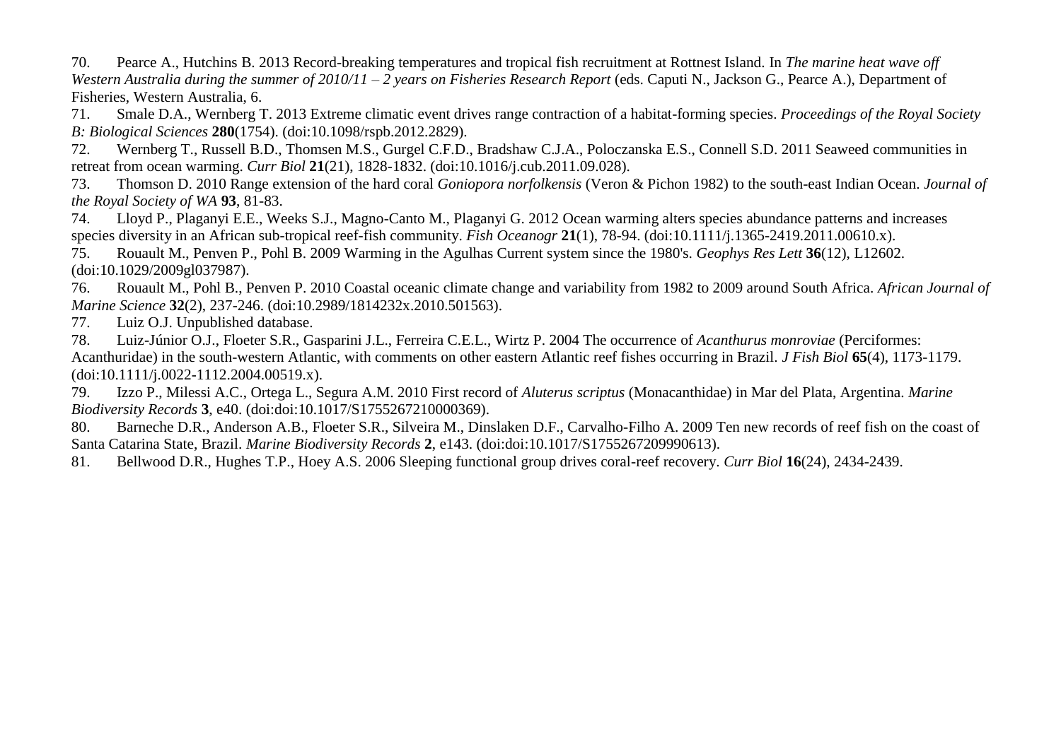70. Pearce A., Hutchins B. 2013 Record-breaking temperatures and tropical fish recruitment at Rottnest Island. In *The marine heat wave off Western Australia during the summer of 2010/11 – 2 years on Fisheries Research Report* (eds. Caputi N., Jackson G., Pearce A.), Department of Fisheries, Western Australia, 6.

71. Smale D.A., Wernberg T. 2013 Extreme climatic event drives range contraction of a habitat-forming species. *Proceedings of the Royal Society B: Biological Sciences* **280**(1754). (doi:10.1098/rspb.2012.2829).

72. Wernberg T., Russell B.D., Thomsen M.S., Gurgel C.F.D., Bradshaw C.J.A., Poloczanska E.S., Connell S.D. 2011 Seaweed communities in retreat from ocean warming. *Curr Biol* **21**(21), 1828-1832. (doi:10.1016/j.cub.2011.09.028).

73. Thomson D. 2010 Range extension of the hard coral *Goniopora norfolkensis* (Veron & Pichon 1982) to the south-east Indian Ocean. *Journal of the Royal Society of WA* **93**, 81-83.

74. Lloyd P., Plaganyi E.E., Weeks S.J., Magno-Canto M., Plaganyi G. 2012 Ocean warming alters species abundance patterns and increases species diversity in an African sub-tropical reef-fish community. *Fish Oceanogr* **21**(1), 78-94. (doi:10.1111/j.1365-2419.2011.00610.x).

75. Rouault M., Penven P., Pohl B. 2009 Warming in the Agulhas Current system since the 1980's. *Geophys Res Lett* **36**(12), L12602. (doi:10.1029/2009gl037987).

76. Rouault M., Pohl B., Penven P. 2010 Coastal oceanic climate change and variability from 1982 to 2009 around South Africa. *African Journal of Marine Science* **32**(2), 237-246. (doi:10.2989/1814232x.2010.501563).

77. Luiz O.J. Unpublished database.

78. Luiz-Júnior O.J., Floeter S.R., Gasparini J.L., Ferreira C.E.L., Wirtz P. 2004 The occurrence of *Acanthurus monroviae* (Perciformes: Acanthuridae) in the south-western Atlantic, with comments on other eastern Atlantic reef fishes occurring in Brazil. *J Fish Biol* **65**(4), 1173-1179. (doi:10.1111/j.0022-1112.2004.00519.x).

79. Izzo P., Milessi A.C., Ortega L., Segura A.M. 2010 First record of *Aluterus scriptus* (Monacanthidae) in Mar del Plata, Argentina. *Marine Biodiversity Records* **3**, e40. (doi:doi:10.1017/S1755267210000369).

80. Barneche D.R., Anderson A.B., Floeter S.R., Silveira M., Dinslaken D.F., Carvalho-Filho A. 2009 Ten new records of reef fish on the coast of Santa Catarina State, Brazil. *Marine Biodiversity Records* **2**, e143. (doi:doi:10.1017/S1755267209990613).

81. Bellwood D.R., Hughes T.P., Hoey A.S. 2006 Sleeping functional group drives coral-reef recovery. *Curr Biol* **16**(24), 2434-2439.